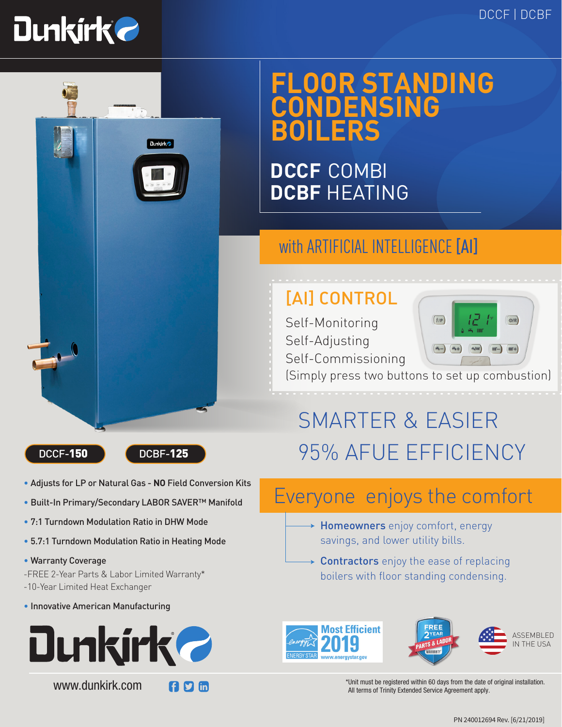# FLOOR STANDING CONDENSING BOILERS

## **DCCF** COMBI
## **DCBF** HEATING

### with ARTIFICIAL INTELLIGENCE [AI]

### [AI] CONTROL

Self-Monitoring
Self-Adjusting
Self-Commissioning
(Simply press two buttons to set up combustion)

## SMARTER & EASIER
## 95% AFUE EFFICIENCY

DCCF-**150**

DCBF-**125**

- Adjusts for LP or Natural Gas - **NO** Field Conversion Kits
- Built-In Primary/Secondary LABOR SAVER™ Manifold
- 7:1 Turndown Modulation Ratio in DHW Mode
- 5.7:1 Turndown Modulation Ratio in Heating Mode
- Warranty Coverage
  - -FREE 2-Year Parts & Labor Limited Warranty*
  - -10-Year Limited Heat Exchanger
- Innovative American Manufacturing

## Everyone enjoys the comfort

- **Homeowners** enjoy comfort, energy savings, and lower utility bills.
- **Contractors** enjoy the ease of replacing boilers with floor standing condensing.

ENERGY STAR Most Efficient 2019 www.energystar.gov

FREE 2 YEAR PARTS & LABOR WARRANTY

ASSEMBLED IN THE USA

www.dunkirk.com

*Unit must be registered within 60 days from the date of original installation. All terms of Trinity Extended Service Agreement apply.

PN 240012694 Rev. [6/21/2019]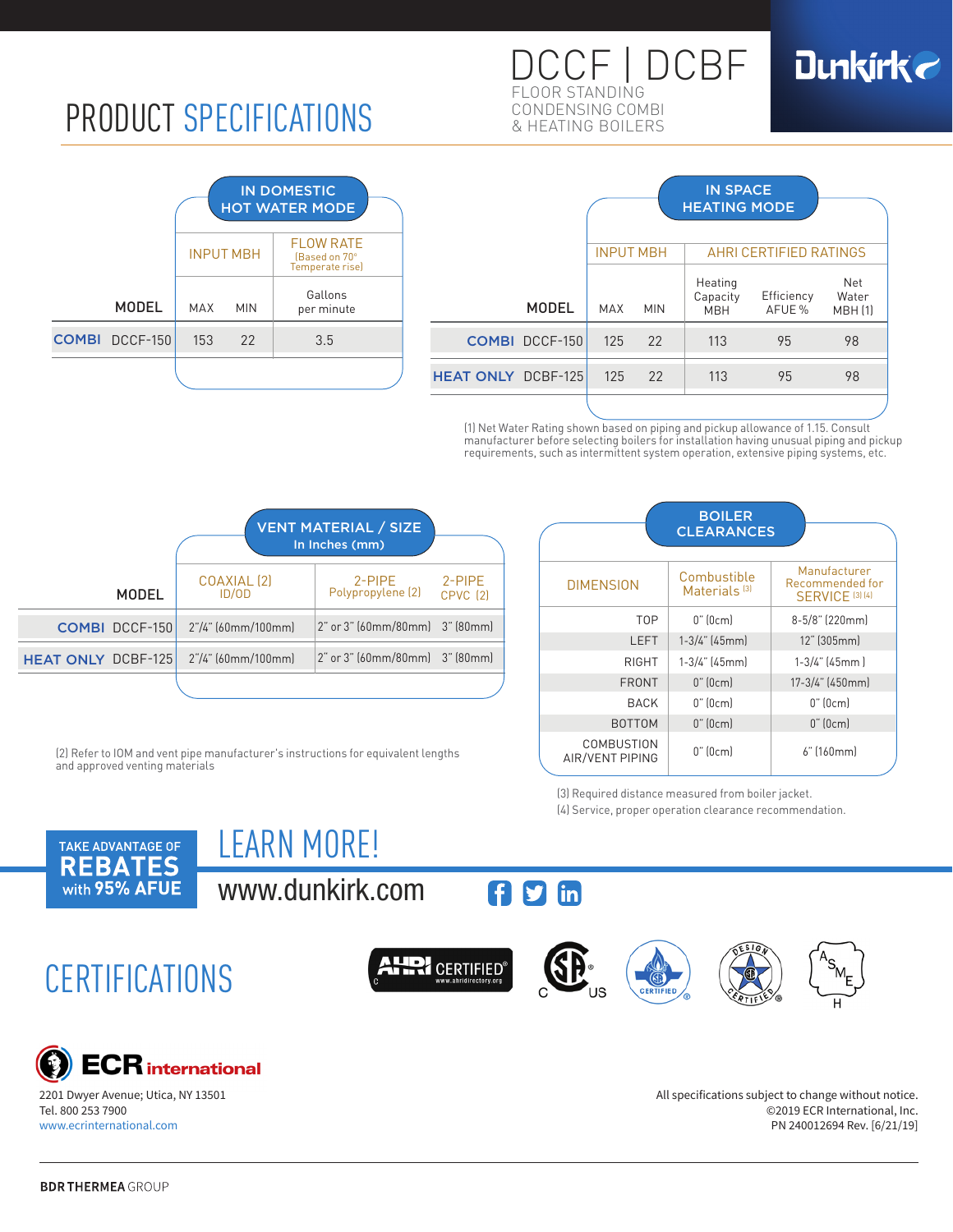# PRODUCT SPECIFICATIONS

DCCF | DCBF
FLOOR STANDING CONDENSING COMBI & HEATING BOILERS

Dunkirk

## IN DOMESTIC HOT WATER MODE

| MODEL | | INPUT MBH | | FLOW RATE (Based on 70° Temperate rise) |
|---|---|---|---|---|
| | | MAX | MIN | Gallons per minute |
| COMBI | DCCF-150 | 153 | 22 | 3.5 |

## IN SPACE HEATING MODE

| MODEL | | INPUT MBH | | AHRI CERTIFIED RATINGS | | |
|---|---|---|---|---|---|---|
| | | MAX | MIN | Heating Capacity MBH | Efficiency AFUE % | Net Water MBH (1) |
| COMBI | DCCF-150 | 125 | 22 | 113 | 95 | 98 |
| HEAT ONLY | DCBF-125 | 125 | 22 | 113 | 95 | 98 |

(1) Net Water Rating shown based on piping and pickup allowance of 1.15. Consult manufacturer before selecting boilers for installation having unusual piping and pickup requirements, such as intermittent system operation, extensive piping systems, etc.

## VENT MATERIAL / SIZE In Inches (mm)

| MODEL | | COAXIAL (2) ID/OD | 2-PIPE Polypropylene (2) | 2-PIPE CPVC (2) |
|---|---|---|---|---|
| COMBI | DCCF-150 | 2"/4" (60mm/100mm) | 2" or 3" (60mm/80mm) | 3" (80mm) |
| HEAT ONLY | DCBF-125 | 2"/4" (60mm/100mm) | 2" or 3" (60mm/80mm) | 3" (80mm) |

(2) Refer to IOM and vent pipe manufacturer's instructions for equivalent lengths and approved venting materials

## BOILER CLEARANCES

| DIMENSION | Combustible Materials (3) | Manufacturer Recommended for SERVICE (3) (4) |
|---|---|---|
| TOP | 0" (0cm) | 8-5/8" (220mm) |
| LEFT | 1-3/4" (45mm) | 12" (305mm) |
| RIGHT | 1-3/4" (45mm) | 1-3/4" (45mm ) |
| FRONT | 0" (0cm) | 17-3/4" (450mm) |
| BACK | 0" (0cm) | 0" (0cm) |
| BOTTOM | 0" (0cm) | 0" (0cm) |
| COMBUSTION AIR/VENT PIPING | 0" (0cm) | 6" (160mm) |

(3) Required distance measured from boiler jacket.
(4) Service, proper operation clearance recommendation.

TAKE ADVANTAGE OF **REBATES** with **95% AFUE**

## LEARN MORE!

www.dunkirk.com

## CERTIFICATIONS

AHRI CERTIFIED® www.ahridirectory.org

**ECR international**

2201 Dwyer Avenue; Utica, NY 13501
Tel. 800 253 7900
www.ecrinternational.com

All specifications subject to change without notice.
©2019 ECR International, Inc.
PN 240012694 Rev. [6/21/19]

**BDR THERMEA** GROUP